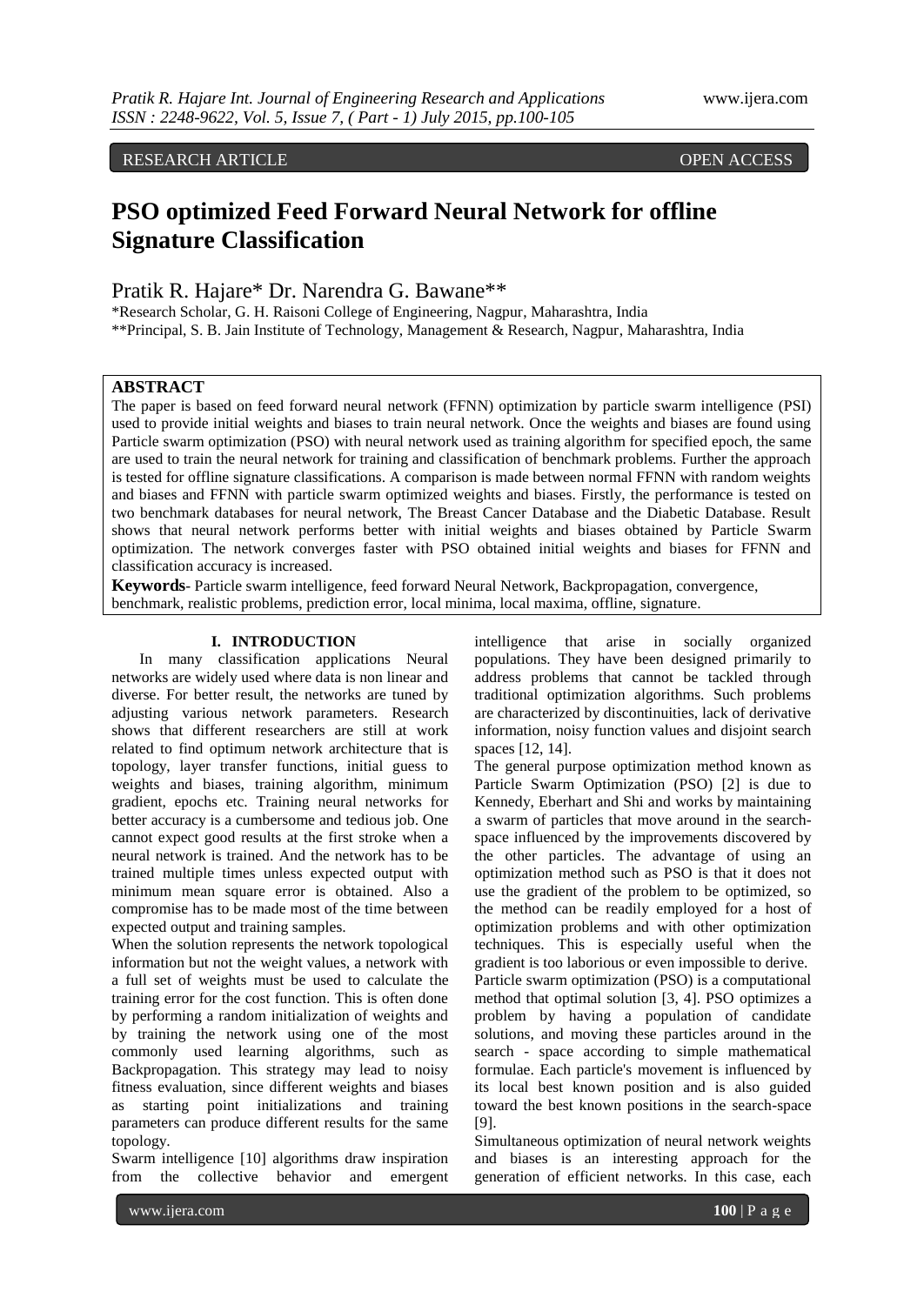RESEARCH ARTICLE OPEN ACCESS

# PSO optimized Feed Forward Neural Network for offline Signature Classification

Pratik R. Hajare* Dr. Narendra G. Bawane**

*Research Scholar, G. H. Raisoni College of Engineering, Nagpur, Maharashtra, India
**Principal, S. B. Jain Institute of Technology, Management & Research, Nagpur, Maharashtra, India

## ABSTRACT

The paper is based on feed forward neural network (FFNN) optimization by particle swarm intelligence (PSI) used to provide initial weights and biases to train neural network. Once the weights and biases are found using Particle swarm optimization (PSO) with neural network used as training algorithm for specified epoch, the same are used to train the neural network for training and classification of benchmark problems. Further the approach is tested for offline signature classifications. A comparison is made between normal FFNN with random weights and biases and FFNN with particle swarm optimized weights and biases. Firstly, the performance is tested on two benchmark databases for neural network, The Breast Cancer Database and the Diabetic Database. Result shows that neural network performs better with initial weights and biases obtained by Particle Swarm optimization. The network converges faster with PSO obtained initial weights and biases for FFNN and classification accuracy is increased.

**Keywords**- Particle swarm intelligence, feed forward Neural Network, Backpropagation, convergence, benchmark, realistic problems, prediction error, local minima, local maxima, offline, signature.

## I. INTRODUCTION

In many classification applications Neural networks are widely used where data is non linear and diverse. For better result, the networks are tuned by adjusting various network parameters. Research shows that different researchers are still at work related to find optimum network architecture that is topology, layer transfer functions, initial guess to weights and biases, training algorithm, minimum gradient, epochs etc. Training neural networks for better accuracy is a cumbersome and tedious job. One cannot expect good results at the first stroke when a neural network is trained. And the network has to be trained multiple times unless expected output with minimum mean square error is obtained. Also a compromise has to be made most of the time between expected output and training samples.

When the solution represents the network topological information but not the weight values, a network with a full set of weights must be used to calculate the training error for the cost function. This is often done by performing a random initialization of weights and by training the network using one of the most commonly used learning algorithms, such as Backpropagation. This strategy may lead to noisy fitness evaluation, since different weights and biases as starting point initializations and training parameters can produce different results for the same topology.

Swarm intelligence [10] algorithms draw inspiration from the collective behavior and emergent intelligence that arise in socially organized populations. They have been designed primarily to address problems that cannot be tackled through traditional optimization algorithms. Such problems are characterized by discontinuities, lack of derivative information, noisy function values and disjoint search spaces [12, 14].

The general purpose optimization method known as Particle Swarm Optimization (PSO) [2] is due to Kennedy, Eberhart and Shi and works by maintaining a swarm of particles that move around in the search-space influenced by the improvements discovered by the other particles. The advantage of using an optimization method such as PSO is that it does not use the gradient of the problem to be optimized, so the method can be readily employed for a host of optimization problems and with other optimization techniques. This is especially useful when the gradient is too laborious or even impossible to derive.

Particle swarm optimization (PSO) is a computational method that optimal solution [3, 4]. PSO optimizes a problem by having a population of candidate solutions, and moving these particles around in the search - space according to simple mathematical formulae. Each particle's movement is influenced by its local best known position and is also guided toward the best known positions in the search-space [9].

Simultaneous optimization of neural network weights and biases is an interesting approach for the generation of efficient networks. In this case, each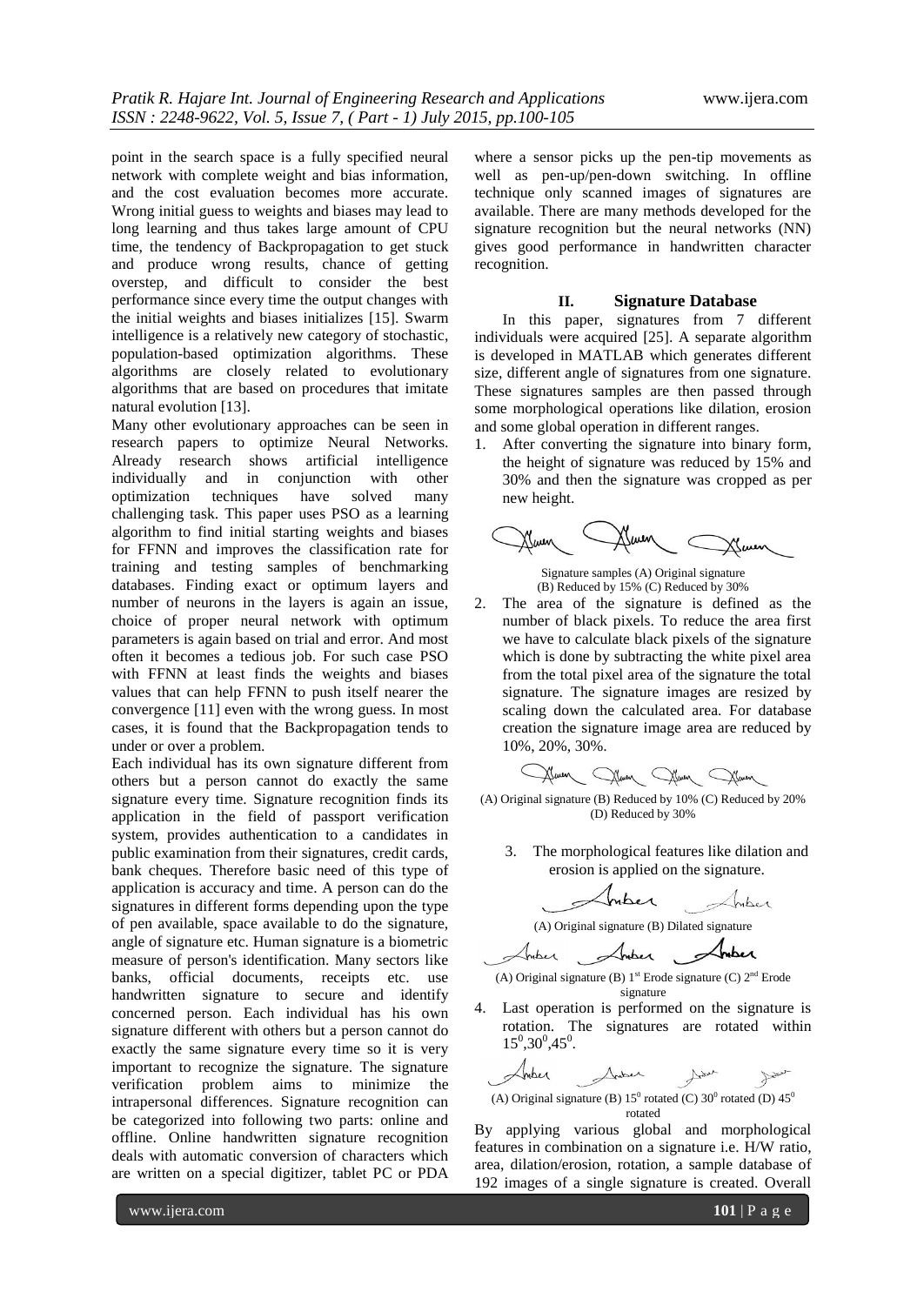point in the search space is a fully specified neural network with complete weight and bias information, and the cost evaluation becomes more accurate. Wrong initial guess to weights and biases may lead to long learning and thus takes large amount of CPU time, the tendency of Backpropagation to get stuck and produce wrong results, chance of getting overstep, and difficult to consider the best performance since every time the output changes with the initial weights and biases initializes [15]. Swarm intelligence is a relatively new category of stochastic, population-based optimization algorithms. These algorithms are closely related to evolutionary algorithms that are based on procedures that imitate natural evolution [13].

Many other evolutionary approaches can be seen in research papers to optimize Neural Networks. Already research shows artificial intelligence individually and in conjunction with other optimization techniques have solved many challenging task. This paper uses PSO as a learning algorithm to find initial starting weights and biases for FFNN and improves the classification rate for training and testing samples of benchmarking databases. Finding exact or optimum layers and number of neurons in the layers is again an issue, choice of proper neural network with optimum parameters is again based on trial and error. And most often it becomes a tedious job. For such case PSO with FFNN at least finds the weights and biases values that can help FFNN to push itself nearer the convergence [11] even with the wrong guess. In most cases, it is found that the Backpropagation tends to under or over a problem.

Each individual has its own signature different from others but a person cannot do exactly the same signature every time. Signature recognition finds its application in the field of passport verification system, provides authentication to a candidates in public examination from their signatures, credit cards, bank cheques. Therefore basic need of this type of application is accuracy and time. A person can do the signatures in different forms depending upon the type of pen available, space available to do the signature, angle of signature etc. Human signature is a biometric measure of person's identification. Many sectors like banks, official documents, receipts etc. use handwritten signature to secure and identify concerned person. Each individual has his own signature different with others but a person cannot do exactly the same signature every time so it is very important to recognize the signature. The signature verification problem aims to minimize the intrapersonal differences. Signature recognition can be categorized into following two parts: online and offline. Online handwritten signature recognition deals with automatic conversion of characters which are written on a special digitizer, tablet PC or PDA where a sensor picks up the pen-tip movements as well as pen-up/pen-down switching. In offline technique only scanned images of signatures are available. There are many methods developed for the signature recognition but the neural networks (NN) gives good performance in handwritten character recognition.

## II. Signature Database

In this paper, signatures from 7 different individuals were acquired [25]. A separate algorithm is developed in MATLAB which generates different size, different angle of signatures from one signature. These signatures samples are then passed through some morphological operations like dilation, erosion and some global operation in different ranges.

1. After converting the signature into binary form, the height of signature was reduced by 15% and 30% and then the signature was cropped as per new height.

Signature samples (A) Original signature (B) Reduced by 15% (C) Reduced by 30%

2. The area of the signature is defined as the number of black pixels. To reduce the area first we have to calculate black pixels of the signature which is done by subtracting the white pixel area from the total pixel area of the signature the total signature. The signature images are resized by scaling down the calculated area. For database creation the signature image area are reduced by 10%, 20%, 30%.

(A) Original signature (B) Reduced by 10% (C) Reduced by 20% (D) Reduced by 30%

3. The morphological features like dilation and erosion is applied on the signature.

(A) Original signature (B) Dilated signature

(A) Original signature (B) 1st Erode signature (C) 2nd Erode signature

4. Last operation is performed on the signature is rotation. The signatures are rotated within $15^0,30^0,45^0$.

(A) Original signature (B) $15^0$ rotated (C) $30^0$ rotated (D) $45^0$ rotated

By applying various global and morphological features in combination on a signature i.e. H/W ratio, area, dilation/erosion, rotation, a sample database of 192 images of a single signature is created. Overall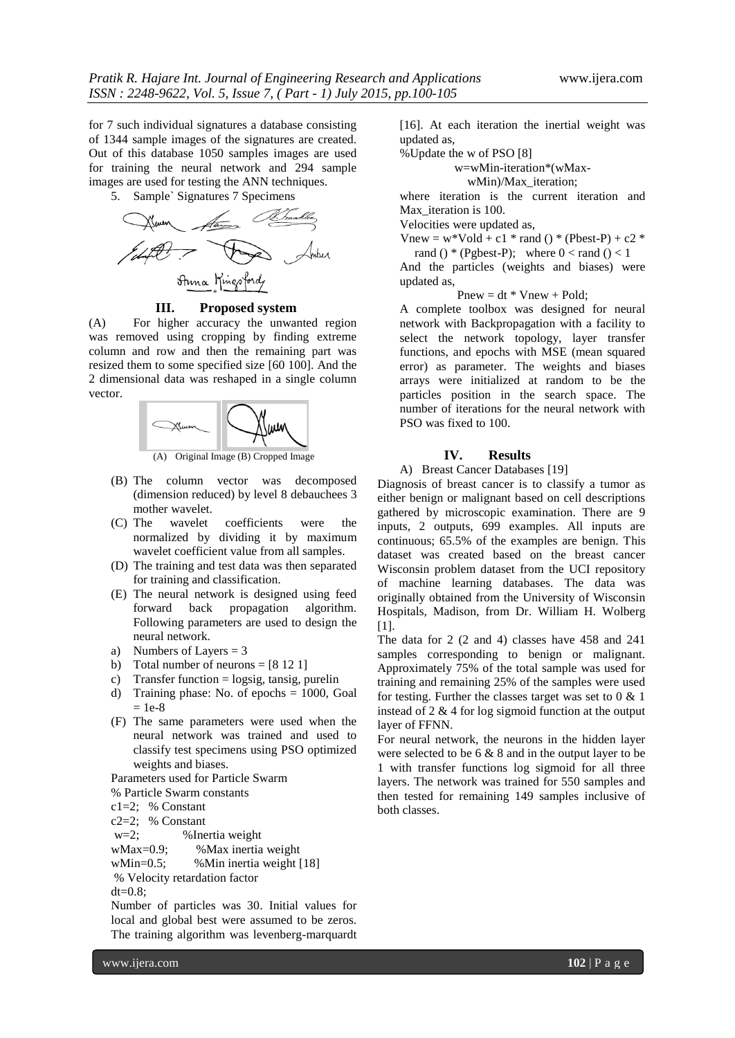for 7 such individual signatures a database consisting of 1344 sample images of the signatures are created. Out of this database 1050 samples images are used for training the neural network and 294 sample images are used for testing the ANN techniques.

5. Sample` Signatures 7 Specimens

## III. Proposed system

(A) For higher accuracy the unwanted region was removed using cropping by finding extreme column and row and then the remaining part was resized them to some specified size [60 100]. And the 2 dimensional data was reshaped in a single column vector.

(A) Original Image (B) Cropped Image

(B) The column vector was decomposed (dimension reduced) by level 8 debauchees 3 mother wavelet.

(C) The wavelet coefficients were the normalized by dividing it by maximum wavelet coefficient value from all samples.

(D) The training and test data was then separated for training and classification.

(E) The neural network is designed using feed forward back propagation algorithm. Following parameters are used to design the neural network.

a) Numbers of Layers = 3
b) Total number of neurons = [8 12 1]
c) Transfer function = logsig, tansig, purelin
d) Training phase: No. of epochs = 1000, Goal = 1e-8

(F) The same parameters were used when the neural network was trained and used to classify test specimens using PSO optimized weights and biases.

Parameters used for Particle Swarm

```
% Particle Swarm constants
c1=2;   % Constant
c2=2;   % Constant
w=2;            %Inertia weight
wMax=0.9;       %Max inertia weight
wMin=0.5;       %Min inertia weight [18]
 % Velocity retardation factor
dt=0.8;
```

Number of particles was 30. Initial values for local and global best were assumed to be zeros. The training algorithm was levenberg-marquardt [16]. At each iteration the inertial weight was updated as,

```
%Update the w of PSO [8]
w=wMin-iteration*(wMax-wMin)/Max_iteration;
```

where iteration is the current iteration and Max_iteration is 100.

Velocities were updated as,

Vnew = w*Vold + c1 * rand () * (Pbest-P) + c2 * rand () * (Pgbest-P); where 0 < rand () < 1

And the particles (weights and biases) were updated as,

Pnew = dt * Vnew + Pold;

A complete toolbox was designed for neural network with Backpropagation with a facility to select the network topology, layer transfer functions, and epochs with MSE (mean squared error) as parameter. The weights and biases arrays were initialized at random to be the particles position in the search space. The number of iterations for the neural network with PSO was fixed to 100.

## IV. Results

A) Breast Cancer Databases [19]

Diagnosis of breast cancer is to classify a tumor as either benign or malignant based on cell descriptions gathered by microscopic examination. There are 9 inputs, 2 outputs, 699 examples. All inputs are continuous; 65.5% of the examples are benign. This dataset was created based on the breast cancer Wisconsin problem dataset from the UCI repository of machine learning databases. The data was originally obtained from the University of Wisconsin Hospitals, Madison, from Dr. William H. Wolberg [1].

The data for 2 (2 and 4) classes have 458 and 241 samples corresponding to benign or malignant. Approximately 75% of the total sample was used for training and remaining 25% of the samples were used for testing. Further the classes target was set to 0 & 1 instead of 2 & 4 for log sigmoid function at the output layer of FFNN.

For neural network, the neurons in the hidden layer were selected to be 6 & 8 and in the output layer to be 1 with transfer functions log sigmoid for all three layers. The network was trained for 550 samples and then tested for remaining 149 samples inclusive of both classes.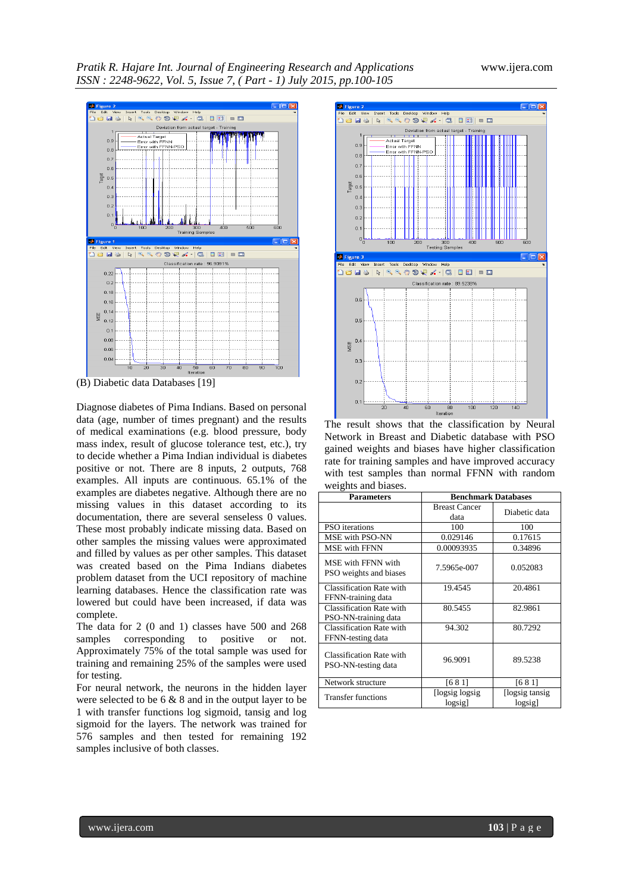(B) Diabetic data Databases [19]

Diagnose diabetes of Pima Indians. Based on personal data (age, number of times pregnant) and the results of medical examinations (e.g. blood pressure, body mass index, result of glucose tolerance test, etc.), try to decide whether a Pima Indian individual is diabetes positive or not. There are 8 inputs, 2 outputs, 768 examples. All inputs are continuous. 65.1% of the examples are diabetes negative. Although there are no missing values in this dataset according to its documentation, there are several senseless 0 values. These most probably indicate missing data. Based on other samples the missing values were approximated and filled by values as per other samples. This dataset was created based on the Pima Indians diabetes problem dataset from the UCI repository of machine learning databases. Hence the classification rate was lowered but could have been increased, if data was complete.

The data for 2 (0 and 1) classes have 500 and 268 samples corresponding to positive or not. Approximately 75% of the total sample was used for training and remaining 25% of the samples were used for testing.

For neural network, the neurons in the hidden layer were selected to be 6 & 8 and in the output layer to be 1 with transfer functions log sigmoid, tansig and log sigmoid for the layers. The network was trained for 576 samples and then tested for remaining 192 samples inclusive of both classes.

The result shows that the classification by Neural Network in Breast and Diabetic database with PSO gained weights and biases have higher classification rate for training samples and have improved accuracy with test samples than normal FFNN with random weights and biases.

| Parameters | Benchmark Databases | |
|---|---|---|
| | Breast Cancer data | Diabetic data |
| PSO iterations | 100 | 100 |
| MSE with PSO-NN | 0.029146 | 0.17615 |
| MSE with FFNN | 0.00093935 | 0.34896 |
| MSE with FFNN with PSO weights and biases | 7.5965e-007 | 0.052083 |
| Classification Rate with FFNN-training data | 19.4545 | 20.4861 |
| Classification Rate with PSO-NN-training data | 80.5455 | 82.9861 |
| Classification Rate with FFNN-testing data | 94.302 | 80.7292 |
| Classification Rate with PSO-NN-testing data | 96.9091 | 89.5238 |
| Network structure | [6 8 1] | [6 8 1] |
| Transfer functions | [logsig logsig logsig] | [logsig tansig logsig] |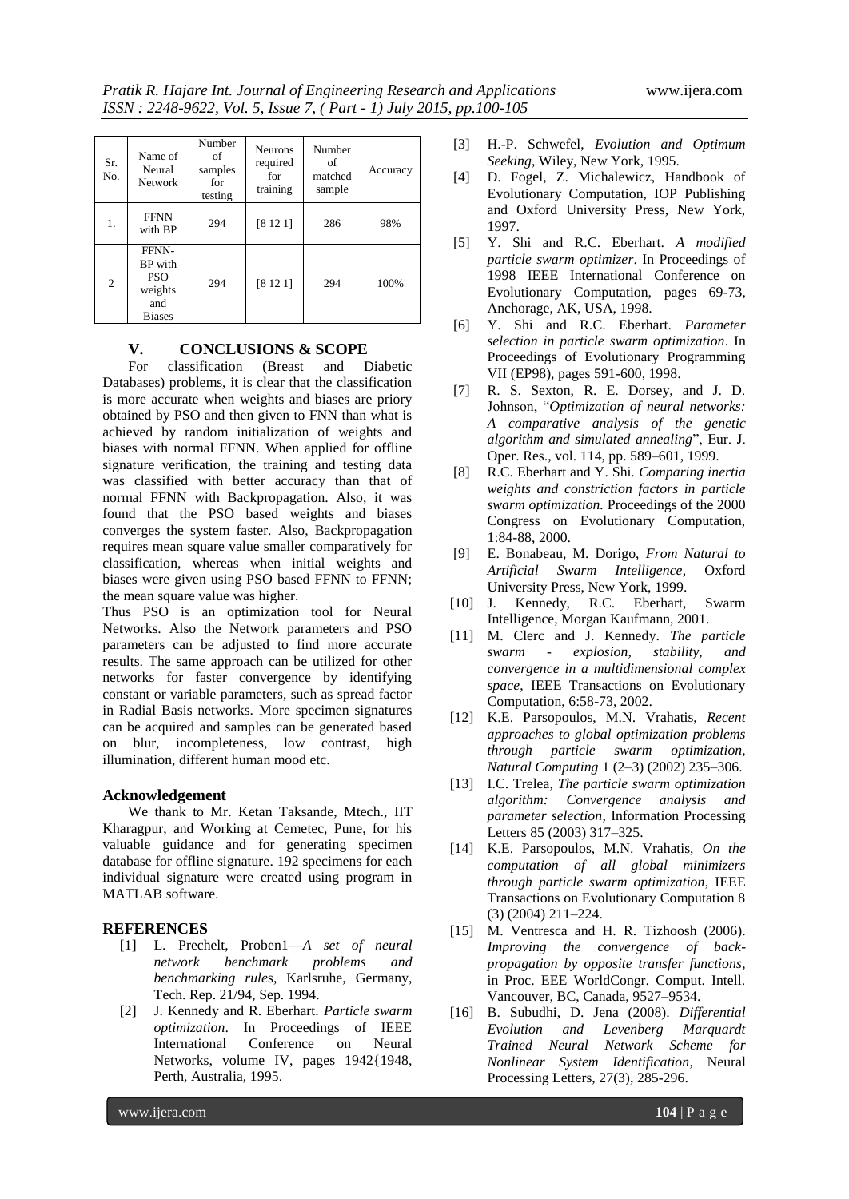| Sr. No. | Name of Neural Network | Number of samples for testing | Neurons required for training | Number of matched sample | Accuracy |
|---|---|---|---|---|---|
| 1. | FFNN with BP | 294 | [8 12 1] | 286 | 98% |
| 2 | FFNN-BP with PSO weights and Biases | 294 | [8 12 1] | 294 | 100% |

## V. CONCLUSIONS & SCOPE

For classification (Breast and Diabetic Databases) problems, it is clear that the classification is more accurate when weights and biases are priory obtained by PSO and then given to FNN than what is achieved by random initialization of weights and biases with normal FFNN. When applied for offline signature verification, the training and testing data was classified with better accuracy than that of normal FFNN with Backpropagation. Also, it was found that the PSO based weights and biases converges the system faster. Also, Backpropagation requires mean square value smaller comparatively for classification, whereas when initial weights and biases were given using PSO based FFNN to FFNN; the mean square value was higher.

Thus PSO is an optimization tool for Neural Networks. Also the Network parameters and PSO parameters can be adjusted to find more accurate results. The same approach can be utilized for other networks for faster convergence by identifying constant or variable parameters, such as spread factor in Radial Basis networks. More specimen signatures can be acquired and samples can be generated based on blur, incompleteness, low contrast, high illumination, different human mood etc.

### Acknowledgement

We thank to Mr. Ketan Taksande, Mtech., IIT Kharagpur, and Working at Cemetec, Pune, for his valuable guidance and for generating specimen database for offline signature. 192 specimens for each individual signature were created using program in MATLAB software.

## REFERENCES

[1] L. Prechelt, Proben1—*A set of neural network benchmark problems and benchmarking rules*, Karlsruhe, Germany, Tech. Rep. 21/94, Sep. 1994.

[2] J. Kennedy and R. Eberhart. *Particle swarm optimization*. In Proceedings of IEEE International Conference on Neural Networks, volume IV, pages 1942{1948, Perth, Australia, 1995.

[3] H.-P. Schwefel, *Evolution and Optimum Seeking*, Wiley, New York, 1995.

[4] D. Fogel, Z. Michalewicz, Handbook of Evolutionary Computation, IOP Publishing and Oxford University Press, New York, 1997.

[5] Y. Shi and R.C. Eberhart. *A modified particle swarm optimizer*. In Proceedings of 1998 IEEE International Conference on Evolutionary Computation, pages 69-73, Anchorage, AK, USA, 1998.

[6] Y. Shi and R.C. Eberhart. *Parameter selection in particle swarm optimization*. In Proceedings of Evolutionary Programming VII (EP98), pages 591-600, 1998.

[7] R. S. Sexton, R. E. Dorsey, and J. D. Johnson, "*Optimization of neural networks: A comparative analysis of the genetic algorithm and simulated annealing*", Eur. J. Oper. Res., vol. 114, pp. 589–601, 1999.

[8] R.C. Eberhart and Y. Shi. *Comparing inertia weights and constriction factors in particle swarm optimization.* Proceedings of the 2000 Congress on Evolutionary Computation, 1:84-88, 2000.

[9] E. Bonabeau, M. Dorigo, *From Natural to Artificial Swarm Intelligence*, Oxford University Press, New York, 1999.

[10] J. Kennedy, R.C. Eberhart, Swarm Intelligence, Morgan Kaufmann, 2001.

[11] M. Clerc and J. Kennedy. *The particle swarm - explosion, stability, and convergence in a multidimensional complex space*, IEEE Transactions on Evolutionary Computation, 6:58-73, 2002.

[12] K.E. Parsopoulos, M.N. Vrahatis, *Recent approaches to global optimization problems through particle swarm optimization, Natural Computing* 1 (2–3) (2002) 235–306.

[13] I.C. Trelea, *The particle swarm optimization algorithm: Convergence analysis and parameter selection*, Information Processing Letters 85 (2003) 317–325.

[14] K.E. Parsopoulos, M.N. Vrahatis, *On the computation of all global minimizers through particle swarm optimization*, IEEE Transactions on Evolutionary Computation 8 (3) (2004) 211–224.

[15] M. Ventresca and H. R. Tizhoosh (2006). *Improving the convergence of back-propagation by opposite transfer functions*, in Proc. EEE WorldCongr. Comput. Intell. Vancouver, BC, Canada, 9527–9534.

[16] B. Subudhi, D. Jena (2008). *Differential Evolution and Levenberg Marquardt Trained Neural Network Scheme for Nonlinear System Identification*, Neural Processing Letters, 27(3), 285-296.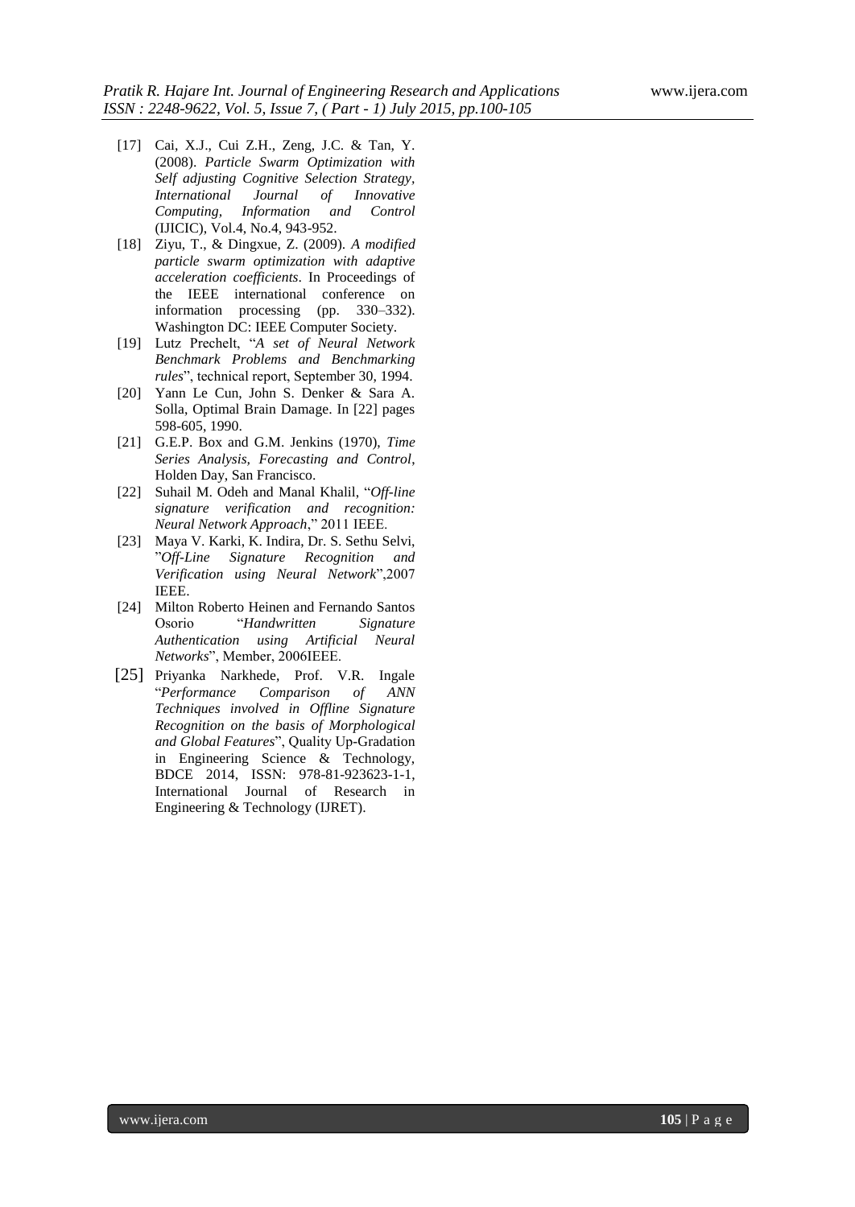[17] Cai, X.J., Cui Z.H., Zeng, J.C. & Tan, Y. (2008). *Particle Swarm Optimization with Self adjusting Cognitive Selection Strategy, International Journal of Innovative Computing, Information and Control* (IJICIC), Vol.4, No.4, 943-952.

[18] Ziyu, T., & Dingxue, Z. (2009). *A modified particle swarm optimization with adaptive acceleration coefficients*. In Proceedings of the IEEE international conference on information processing (pp. 330–332). Washington DC: IEEE Computer Society.

[19] Lutz Prechelt, "*A set of Neural Network Benchmark Problems and Benchmarking rules*", technical report, September 30, 1994.

[20] Yann Le Cun, John S. Denker & Sara A. Solla, Optimal Brain Damage. In [22] pages 598-605, 1990.

[21] G.E.P. Box and G.M. Jenkins (1970), *Time Series Analysis, Forecasting and Control*, Holden Day, San Francisco.

[22] Suhail M. Odeh and Manal Khalil, "*Off-line signature verification and recognition: Neural Network Approach*," 2011 IEEE.

[23] Maya V. Karki, K. Indira, Dr. S. Sethu Selvi, "*Off-Line Signature Recognition and Verification using Neural Network*",2007 IEEE.

[24] Milton Roberto Heinen and Fernando Santos Osorio "*Handwritten Signature Authentication using Artificial Neural Networks*", Member, 2006IEEE.

[25] Priyanka Narkhede, Prof. V.R. Ingale "*Performance Comparison of ANN Techniques involved in Offline Signature Recognition on the basis of Morphological and Global Features*", Quality Up-Gradation in Engineering Science & Technology, BDCE 2014, ISSN: 978-81-923623-1-1, International Journal of Research in Engineering & Technology (IJRET).